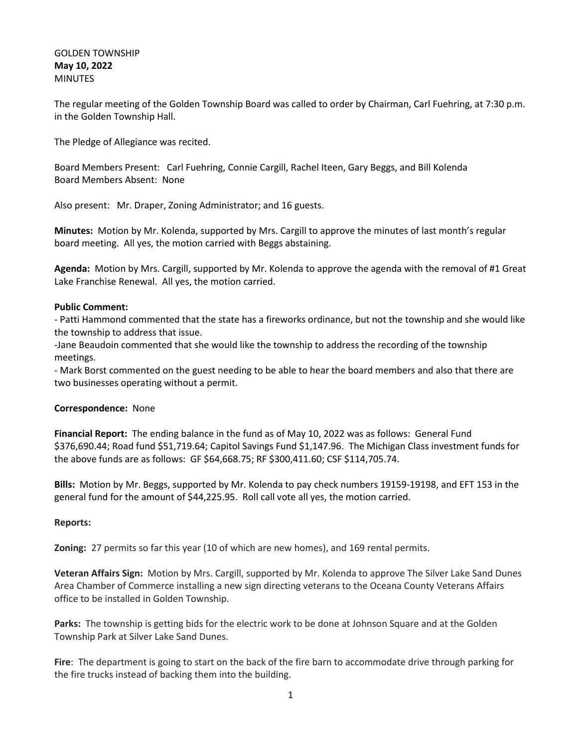GOLDEN TOWNSHIP
**May 10, 2022**
MINUTES

The regular meeting of the Golden Township Board was called to order by Chairman, Carl Fuehring, at 7:30 p.m. in the Golden Township Hall.

The Pledge of Allegiance was recited.

Board Members Present: Carl Fuehring, Connie Cargill, Rachel Iteen, Gary Beggs, and Bill Kolenda
Board Members Absent: None

Also present: Mr. Draper, Zoning Administrator; and 16 guests.

**Minutes:** Motion by Mr. Kolenda, supported by Mrs. Cargill to approve the minutes of last month's regular board meeting. All yes, the motion carried with Beggs abstaining.

**Agenda:** Motion by Mrs. Cargill, supported by Mr. Kolenda to approve the agenda with the removal of #1 Great Lake Franchise Renewal. All yes, the motion carried.

**Public Comment:**
- Patti Hammond commented that the state has a fireworks ordinance, but not the township and she would like the township to address that issue.
-Jane Beaudoin commented that she would like the township to address the recording of the township meetings.
- Mark Borst commented on the guest needing to be able to hear the board members and also that there are two businesses operating without a permit.

**Correspondence:** None

**Financial Report:** The ending balance in the fund as of May 10, 2022 was as follows: General Fund $376,690.44; Road fund $51,719.64; Capitol Savings Fund $1,147.96. The Michigan Class investment funds for the above funds are as follows: GF $64,668.75; RF $300,411.60; CSF $114,705.74.

**Bills:** Motion by Mr. Beggs, supported by Mr. Kolenda to pay check numbers 19159-19198, and EFT 153 in the general fund for the amount of $44,225.95. Roll call vote all yes, the motion carried.

**Reports:**

**Zoning:** 27 permits so far this year (10 of which are new homes), and 169 rental permits.

**Veteran Affairs Sign:** Motion by Mrs. Cargill, supported by Mr. Kolenda to approve The Silver Lake Sand Dunes Area Chamber of Commerce installing a new sign directing veterans to the Oceana County Veterans Affairs office to be installed in Golden Township.

**Parks:** The township is getting bids for the electric work to be done at Johnson Square and at the Golden Township Park at Silver Lake Sand Dunes.

**Fire**: The department is going to start on the back of the fire barn to accommodate drive through parking for the fire trucks instead of backing them into the building.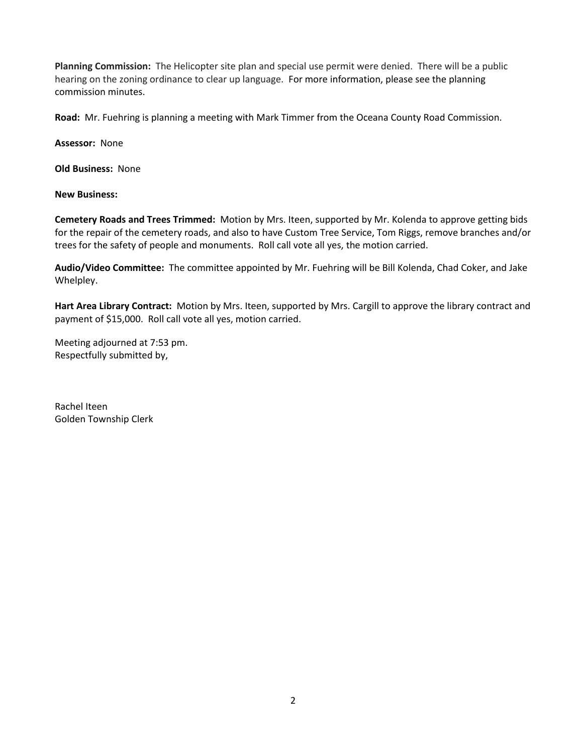**Planning Commission:** The Helicopter site plan and special use permit were denied. There will be a public hearing on the zoning ordinance to clear up language. For more information, please see the planning commission minutes.

**Road:** Mr. Fuehring is planning a meeting with Mark Timmer from the Oceana County Road Commission.

**Assessor:** None

**Old Business:** None

**New Business:**

**Cemetery Roads and Trees Trimmed:** Motion by Mrs. Iteen, supported by Mr. Kolenda to approve getting bids for the repair of the cemetery roads, and also to have Custom Tree Service, Tom Riggs, remove branches and/or trees for the safety of people and monuments. Roll call vote all yes, the motion carried.

**Audio/Video Committee:** The committee appointed by Mr. Fuehring will be Bill Kolenda, Chad Coker, and Jake Whelpley.

**Hart Area Library Contract:** Motion by Mrs. Iteen, supported by Mrs. Cargill to approve the library contract and payment of $15,000. Roll call vote all yes, motion carried.

Meeting adjourned at 7:53 pm.
Respectfully submitted by,

Rachel Iteen
Golden Township Clerk